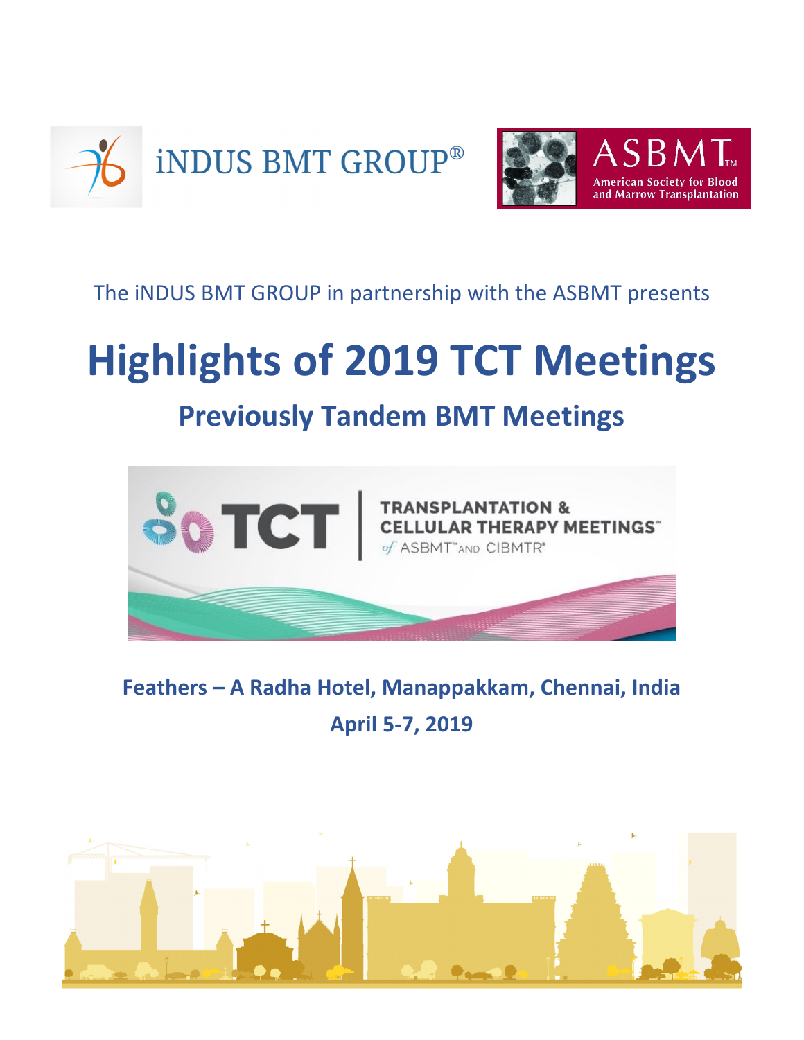iNDUS BMT GROUP®

ASBMT™
American Society for Blood and Marrow Transplantation

The iNDUS BMT GROUP in partnership with the ASBMT presents

# Highlights of 2019 TCT Meetings

## Previously Tandem BMT Meetings

TCT | TRANSPLANTATION & CELLULAR THERAPY MEETINGS™ of ASBMT™ AND CIBMTR®

**Feathers – A Radha Hotel, Manappakkam, Chennai, India**

**April 5-7, 2019**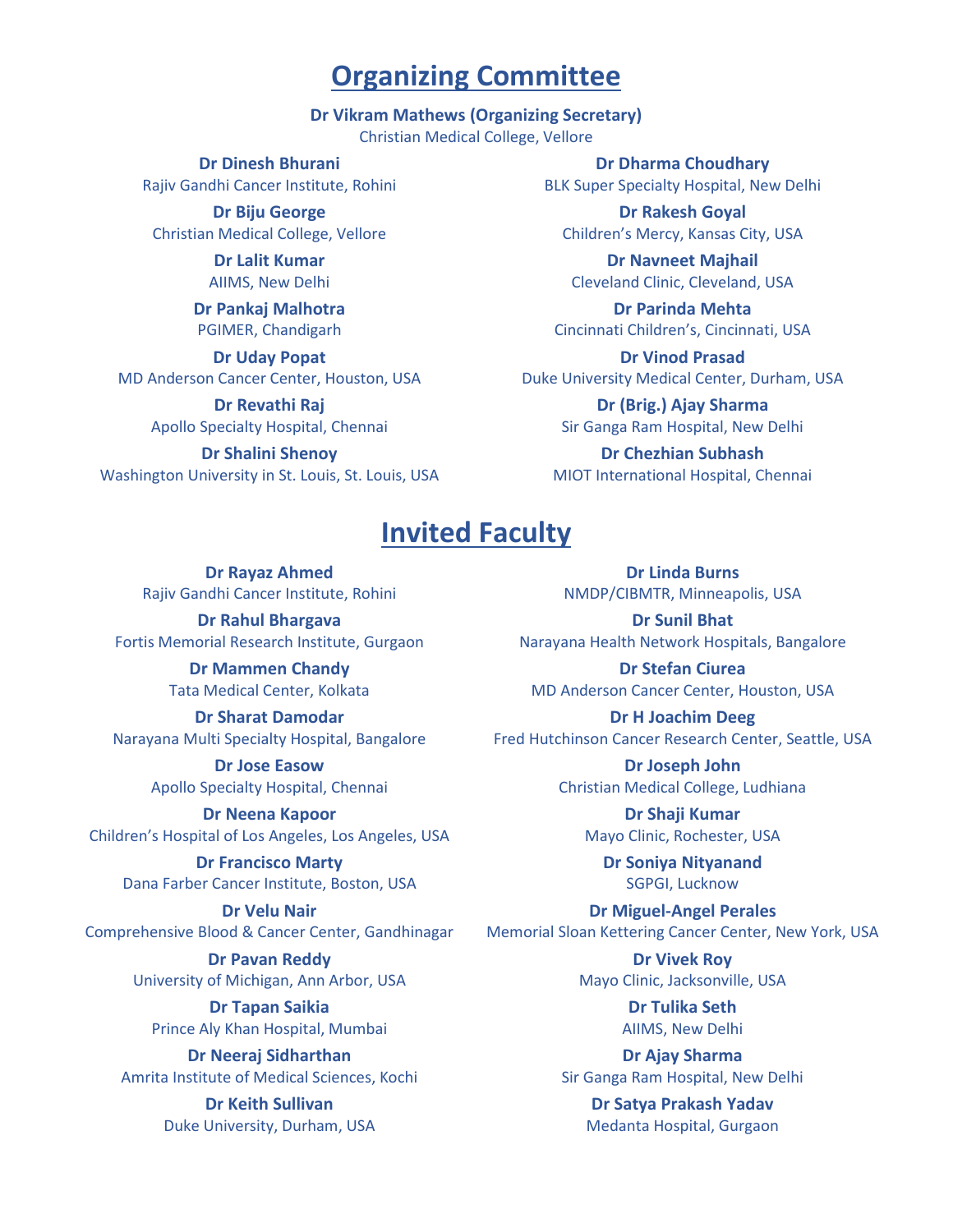# Organizing Committee

**Dr Vikram Mathews (Organizing Secretary)**
Christian Medical College, Vellore

**Dr Dinesh Bhurani**
Rajiv Gandhi Cancer Institute, Rohini

**Dr Dharma Choudhary**
BLK Super Specialty Hospital, New Delhi

**Dr Biju George**
Christian Medical College, Vellore

**Dr Rakesh Goyal**
Children's Mercy, Kansas City, USA

**Dr Lalit Kumar**
AIIMS, New Delhi

**Dr Navneet Majhail**
Cleveland Clinic, Cleveland, USA

**Dr Pankaj Malhotra**
PGIMER, Chandigarh

**Dr Parinda Mehta**
Cincinnati Children's, Cincinnati, USA

**Dr Uday Popat**
MD Anderson Cancer Center, Houston, USA

**Dr Vinod Prasad**
Duke University Medical Center, Durham, USA

**Dr Revathi Raj**
Apollo Specialty Hospital, Chennai

**Dr (Brig.) Ajay Sharma**
Sir Ganga Ram Hospital, New Delhi

**Dr Shalini Shenoy**
Washington University in St. Louis, St. Louis, USA

**Dr Chezhian Subhash**
MIOT International Hospital, Chennai

# Invited Faculty

**Dr Rayaz Ahmed**
Rajiv Gandhi Cancer Institute, Rohini

**Dr Linda Burns**
NMDP/CIBMTR, Minneapolis, USA

**Dr Rahul Bhargava**
Fortis Memorial Research Institute, Gurgaon

**Dr Sunil Bhat**
Narayana Health Network Hospitals, Bangalore

**Dr Mammen Chandy**
Tata Medical Center, Kolkata

**Dr Stefan Ciurea**
MD Anderson Cancer Center, Houston, USA

**Dr Sharat Damodar**
Narayana Multi Specialty Hospital, Bangalore

**Dr H Joachim Deeg**
Fred Hutchinson Cancer Research Center, Seattle, USA

**Dr Jose Easow**
Apollo Specialty Hospital, Chennai

**Dr Joseph John**
Christian Medical College, Ludhiana

**Dr Neena Kapoor**
Children's Hospital of Los Angeles, Los Angeles, USA

**Dr Shaji Kumar**
Mayo Clinic, Rochester, USA

**Dr Francisco Marty**
Dana Farber Cancer Institute, Boston, USA

**Dr Soniya Nityanand**
SGPGI, Lucknow

**Dr Velu Nair**
Comprehensive Blood & Cancer Center, Gandhinagar

**Dr Miguel-Angel Perales**
Memorial Sloan Kettering Cancer Center, New York, USA

**Dr Pavan Reddy**
University of Michigan, Ann Arbor, USA

**Dr Vivek Roy**
Mayo Clinic, Jacksonville, USA

**Dr Tapan Saikia**
Prince Aly Khan Hospital, Mumbai

**Dr Tulika Seth**
AIIMS, New Delhi

**Dr Neeraj Sidharthan**
Amrita Institute of Medical Sciences, Kochi

**Dr Ajay Sharma**
Sir Ganga Ram Hospital, New Delhi

**Dr Keith Sullivan**
Duke University, Durham, USA

**Dr Satya Prakash Yadav**
Medanta Hospital, Gurgaon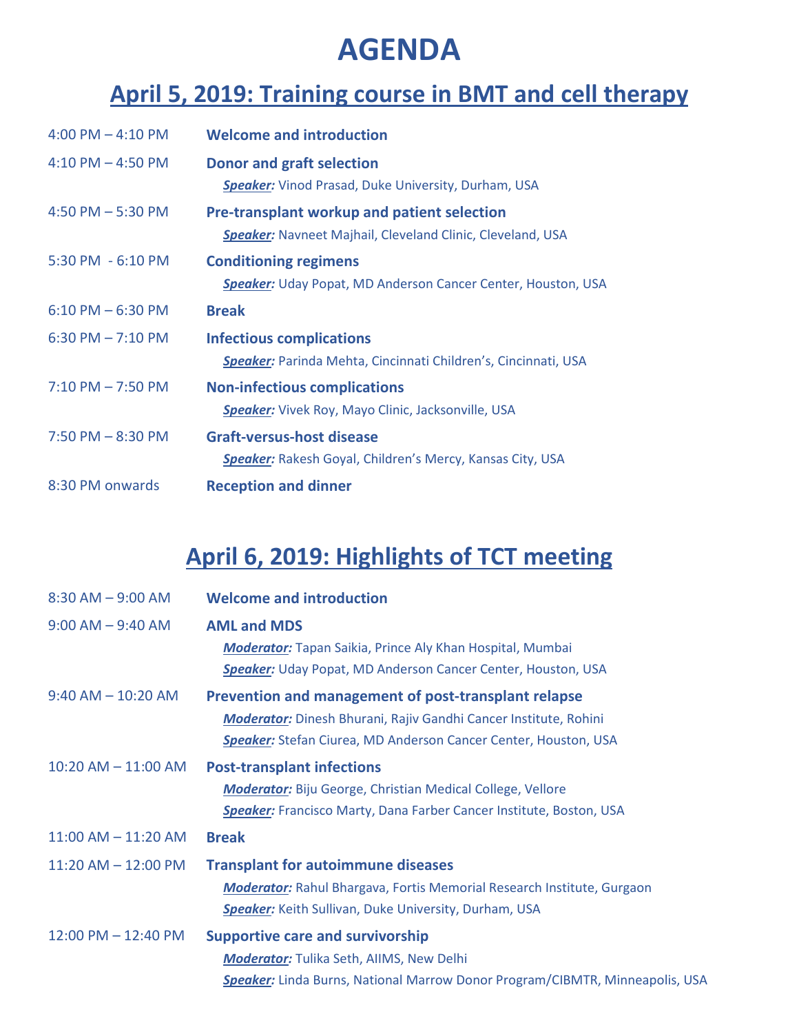# AGENDA

## April 5, 2019: Training course in BMT and cell therapy

4:00 PM – 4:10 PM **Welcome and introduction**

4:10 PM – 4:50 PM **Donor and graft selection**
*Speaker:* Vinod Prasad, Duke University, Durham, USA

4:50 PM – 5:30 PM **Pre-transplant workup and patient selection**
*Speaker:* Navneet Majhail, Cleveland Clinic, Cleveland, USA

5:30 PM - 6:10 PM **Conditioning regimens**
*Speaker:* Uday Popat, MD Anderson Cancer Center, Houston, USA

6:10 PM – 6:30 PM **Break**

6:30 PM – 7:10 PM **Infectious complications**
*Speaker:* Parinda Mehta, Cincinnati Children's, Cincinnati, USA

7:10 PM – 7:50 PM **Non-infectious complications**
*Speaker:* Vivek Roy, Mayo Clinic, Jacksonville, USA

7:50 PM – 8:30 PM **Graft-versus-host disease**
*Speaker:* Rakesh Goyal, Children's Mercy, Kansas City, USA

8:30 PM onwards **Reception and dinner**

## April 6, 2019: Highlights of TCT meeting

8:30 AM – 9:00 AM **Welcome and introduction**

9:00 AM – 9:40 AM **AML and MDS**
*Moderator:* Tapan Saikia, Prince Aly Khan Hospital, Mumbai
*Speaker:* Uday Popat, MD Anderson Cancer Center, Houston, USA

9:40 AM – 10:20 AM **Prevention and management of post-transplant relapse**
*Moderator:* Dinesh Bhurani, Rajiv Gandhi Cancer Institute, Rohini
*Speaker:* Stefan Ciurea, MD Anderson Cancer Center, Houston, USA

10:20 AM – 11:00 AM **Post-transplant infections**
*Moderator:* Biju George, Christian Medical College, Vellore
*Speaker:* Francisco Marty, Dana Farber Cancer Institute, Boston, USA

11:00 AM – 11:20 AM **Break**

11:20 AM – 12:00 PM **Transplant for autoimmune diseases**
*Moderator:* Rahul Bhargava, Fortis Memorial Research Institute, Gurgaon
*Speaker:* Keith Sullivan, Duke University, Durham, USA

12:00 PM – 12:40 PM **Supportive care and survivorship**
*Moderator:* Tulika Seth, AIIMS, New Delhi
*Speaker:* Linda Burns, National Marrow Donor Program/CIBMTR, Minneapolis, USA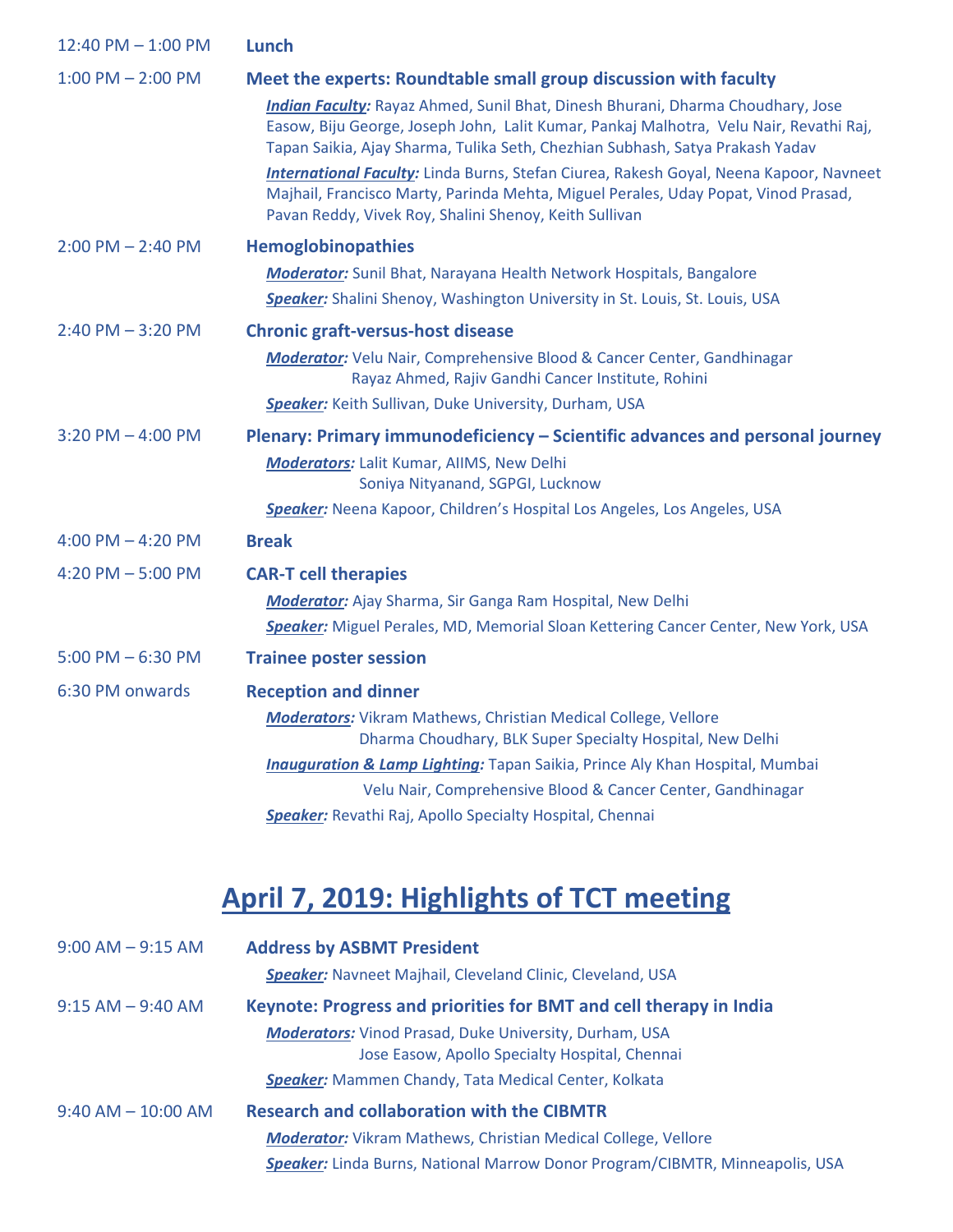| | |
|---|---|
| 12:40 PM – 1:00 PM | **Lunch** |
| 1:00 PM – 2:00 PM | **Meet the experts: Roundtable small group discussion with faculty**<br>***Indian Faculty:*** Rayaz Ahmed, Sunil Bhat, Dinesh Bhurani, Dharma Choudhary, Jose Easow, Biju George, Joseph John, Lalit Kumar, Pankaj Malhotra, Velu Nair, Revathi Raj, Tapan Saikia, Ajay Sharma, Tulika Seth, Chezhian Subhash, Satya Prakash Yadav<br>***International Faculty:*** Linda Burns, Stefan Ciurea, Rakesh Goyal, Neena Kapoor, Navneet Majhail, Francisco Marty, Parinda Mehta, Miguel Perales, Uday Popat, Vinod Prasad, Pavan Reddy, Vivek Roy, Shalini Shenoy, Keith Sullivan |
| 2:00 PM – 2:40 PM | **Hemoglobinopathies**<br>***Moderator:*** Sunil Bhat, Narayana Health Network Hospitals, Bangalore<br>***Speaker:*** Shalini Shenoy, Washington University in St. Louis, St. Louis, USA |
| 2:40 PM – 3:20 PM | **Chronic graft-versus-host disease**<br>***Moderator:*** Velu Nair, Comprehensive Blood & Cancer Center, Gandhinagar<br>Rayaz Ahmed, Rajiv Gandhi Cancer Institute, Rohini<br>***Speaker:*** Keith Sullivan, Duke University, Durham, USA |
| 3:20 PM – 4:00 PM | **Plenary: Primary immunodeficiency – Scientific advances and personal journey**<br>***Moderators:*** Lalit Kumar, AIIMS, New Delhi<br>Soniya Nityanand, SGPGI, Lucknow<br>***Speaker:*** Neena Kapoor, Children's Hospital Los Angeles, Los Angeles, USA |
| 4:00 PM – 4:20 PM | **Break** |
| 4:20 PM – 5:00 PM | **CAR-T cell therapies**<br>***Moderator:*** Ajay Sharma, Sir Ganga Ram Hospital, New Delhi<br>***Speaker:*** Miguel Perales, MD, Memorial Sloan Kettering Cancer Center, New York, USA |
| 5:00 PM – 6:30 PM | **Trainee poster session** |
| 6:30 PM onwards | **Reception and dinner**<br>***Moderators:*** Vikram Mathews, Christian Medical College, Vellore<br>Dharma Choudhary, BLK Super Specialty Hospital, New Delhi<br>***Inauguration & Lamp Lighting:*** Tapan Saikia, Prince Aly Khan Hospital, Mumbai<br>Velu Nair, Comprehensive Blood & Cancer Center, Gandhinagar<br>***Speaker:*** Revathi Raj, Apollo Specialty Hospital, Chennai |

# April 7, 2019: Highlights of TCT meeting

| | |
|---|---|
| 9:00 AM – 9:15 AM | **Address by ASBMT President**<br>***Speaker:*** Navneet Majhail, Cleveland Clinic, Cleveland, USA |
| 9:15 AM – 9:40 AM | **Keynote: Progress and priorities for BMT and cell therapy in India**<br>***Moderators:*** Vinod Prasad, Duke University, Durham, USA<br>Jose Easow, Apollo Specialty Hospital, Chennai<br>***Speaker:*** Mammen Chandy, Tata Medical Center, Kolkata |
| 9:40 AM – 10:00 AM | **Research and collaboration with the CIBMTR**<br>***Moderator:*** Vikram Mathews, Christian Medical College, Vellore<br>***Speaker:*** Linda Burns, National Marrow Donor Program/CIBMTR, Minneapolis, USA |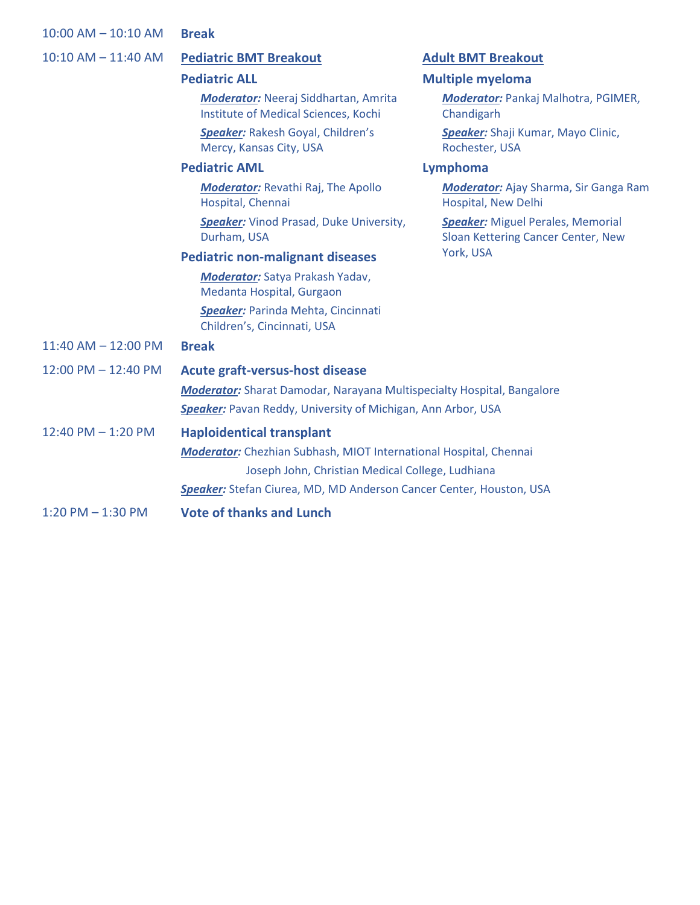**10:00 AM – 10:10 AM** **Break**

**10:10 AM – 11:40 AM**

**Pediatric BMT Breakout**

**Pediatric ALL**

***Moderator:*** Neeraj Siddhartan, Amrita Institute of Medical Sciences, Kochi

***Speaker:*** Rakesh Goyal, Children's Mercy, Kansas City, USA

**Pediatric AML**

***Moderator:*** Revathi Raj, The Apollo Hospital, Chennai

***Speaker:*** Vinod Prasad, Duke University, Durham, USA

**Pediatric non-malignant diseases**

***Moderator:*** Satya Prakash Yadav, Medanta Hospital, Gurgaon

***Speaker:*** Parinda Mehta, Cincinnati Children's, Cincinnati, USA

**Adult BMT Breakout**

**Multiple myeloma**

***Moderator:*** Pankaj Malhotra, PGIMER, Chandigarh

***Speaker:*** Shaji Kumar, Mayo Clinic, Rochester, USA

**Lymphoma**

***Moderator:*** Ajay Sharma, Sir Ganga Ram Hospital, New Delhi

***Speaker:*** Miguel Perales, Memorial Sloan Kettering Cancer Center, New York, USA

**11:40 AM – 12:00 PM** **Break**

**12:00 PM – 12:40 PM** **Acute graft-versus-host disease**

***Moderator:*** Sharat Damodar, Narayana Multispecialty Hospital, Bangalore

***Speaker:*** Pavan Reddy, University of Michigan, Ann Arbor, USA

**12:40 PM – 1:20 PM** **Haploidentical transplant**

***Moderator:*** Chezhian Subhash, MIOT International Hospital, Chennai
Joseph John, Christian Medical College, Ludhiana

***Speaker:*** Stefan Ciurea, MD, MD Anderson Cancer Center, Houston, USA

**1:20 PM – 1:30 PM** **Vote of thanks and Lunch**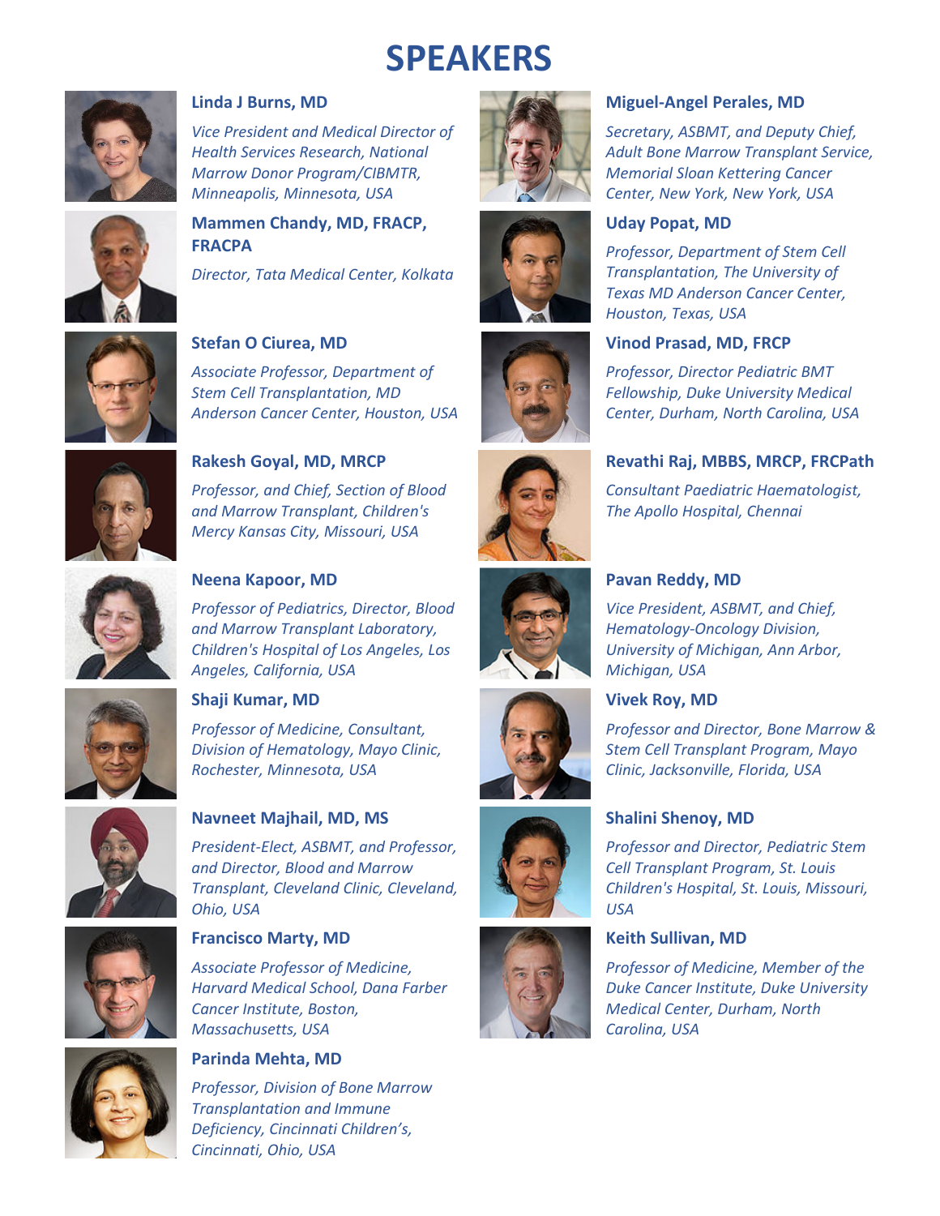# SPEAKERS

**Linda J Burns, MD**

*Vice President and Medical Director of Health Services Research, National Marrow Donor Program/CIBMTR, Minneapolis, Minnesota, USA*

**Mammen Chandy, MD, FRACP, FRACPA**

*Director, Tata Medical Center, Kolkata*

**Stefan O Ciurea, MD**

*Associate Professor, Department of Stem Cell Transplantation, MD Anderson Cancer Center, Houston, USA*

**Rakesh Goyal, MD, MRCP**

*Professor, and Chief, Section of Blood and Marrow Transplant, Children's Mercy Kansas City, Missouri, USA*

**Neena Kapoor, MD**

*Professor of Pediatrics, Director, Blood and Marrow Transplant Laboratory, Children's Hospital of Los Angeles, Los Angeles, California, USA*

**Shaji Kumar, MD**

*Professor of Medicine, Consultant, Division of Hematology, Mayo Clinic, Rochester, Minnesota, USA*

**Navneet Majhail, MD, MS**

*President-Elect, ASBMT, and Professor, and Director, Blood and Marrow Transplant, Cleveland Clinic, Cleveland, Ohio, USA*

**Francisco Marty, MD**

*Associate Professor of Medicine, Harvard Medical School, Dana Farber Cancer Institute, Boston, Massachusetts, USA*

**Parinda Mehta, MD**

*Professor, Division of Bone Marrow Transplantation and Immune Deficiency, Cincinnati Children's, Cincinnati, Ohio, USA*

**Miguel-Angel Perales, MD**

*Secretary, ASBMT, and Deputy Chief, Adult Bone Marrow Transplant Service, Memorial Sloan Kettering Cancer Center, New York, New York, USA*

**Uday Popat, MD**

*Professor, Department of Stem Cell Transplantation, The University of Texas MD Anderson Cancer Center, Houston, Texas, USA*

**Vinod Prasad, MD, FRCP**

*Professor, Director Pediatric BMT Fellowship, Duke University Medical Center, Durham, North Carolina, USA*

**Revathi Raj, MBBS, MRCP, FRCPath**

*Consultant Paediatric Haematologist, The Apollo Hospital, Chennai*

**Pavan Reddy, MD**

*Vice President, ASBMT, and Chief, Hematology-Oncology Division, University of Michigan, Ann Arbor, Michigan, USA*

**Vivek Roy, MD**

*Professor and Director, Bone Marrow & Stem Cell Transplant Program, Mayo Clinic, Jacksonville, Florida, USA*

**Shalini Shenoy, MD**

*Professor and Director, Pediatric Stem Cell Transplant Program, St. Louis Children's Hospital, St. Louis, Missouri, USA*

**Keith Sullivan, MD**

*Professor of Medicine, Member of the Duke Cancer Institute, Duke University Medical Center, Durham, North Carolina, USA*